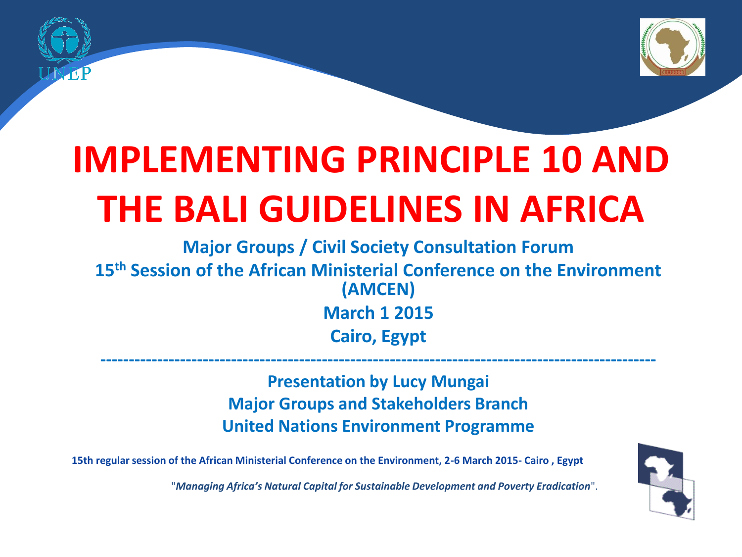# IMPLEMENTING PRINCIPLE 10 AND THE BALI GUIDELINES IN AFRICA

**Major Groups / Civil Society Consultation Forum**

**15th Session of the African Ministerial Conference on the Environment (AMCEN)**

**March 1 2015**

**Cairo, Egypt**

---

**Presentation by Lucy Mungai**

**Major Groups and Stakeholders Branch**

**United Nations Environment Programme**

**15th regular session of the African Ministerial Conference on the Environment, 2-6 March 2015- Cairo , Egypt**

"*Managing Africa's Natural Capital for Sustainable Development and Poverty Eradication*".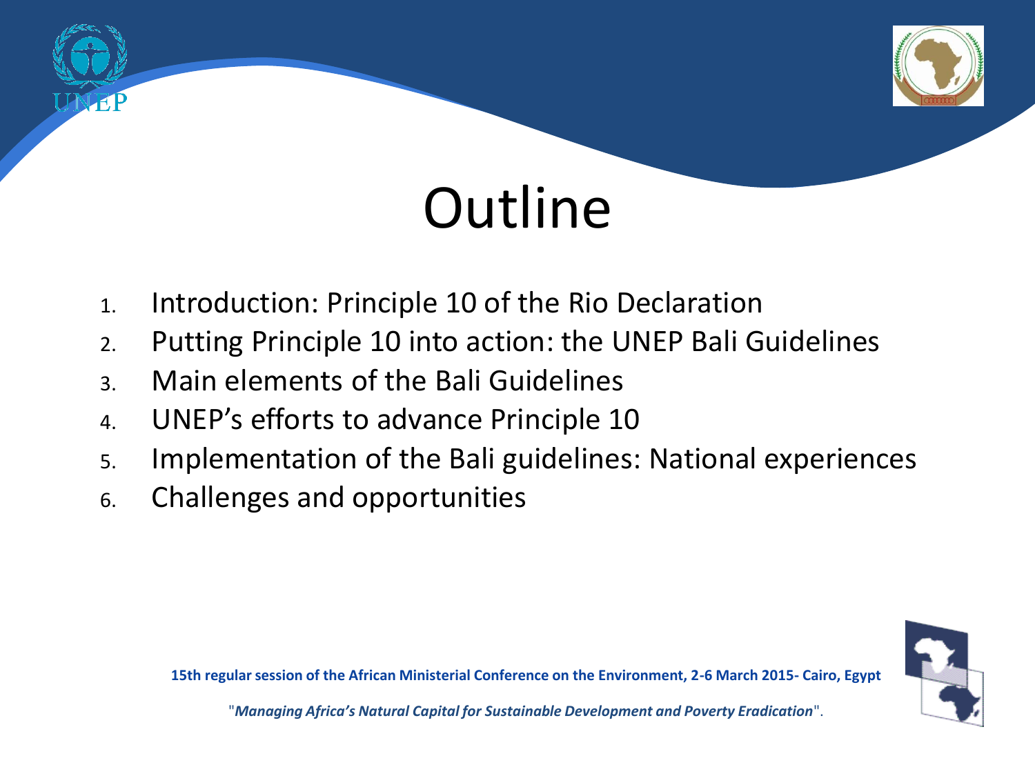# Outline

1. Introduction: Principle 10 of the Rio Declaration
2. Putting Principle 10 into action: the UNEP Bali Guidelines
3. Main elements of the Bali Guidelines
4. UNEP's efforts to advance Principle 10
5. Implementation of the Bali guidelines: National experiences
6. Challenges and opportunities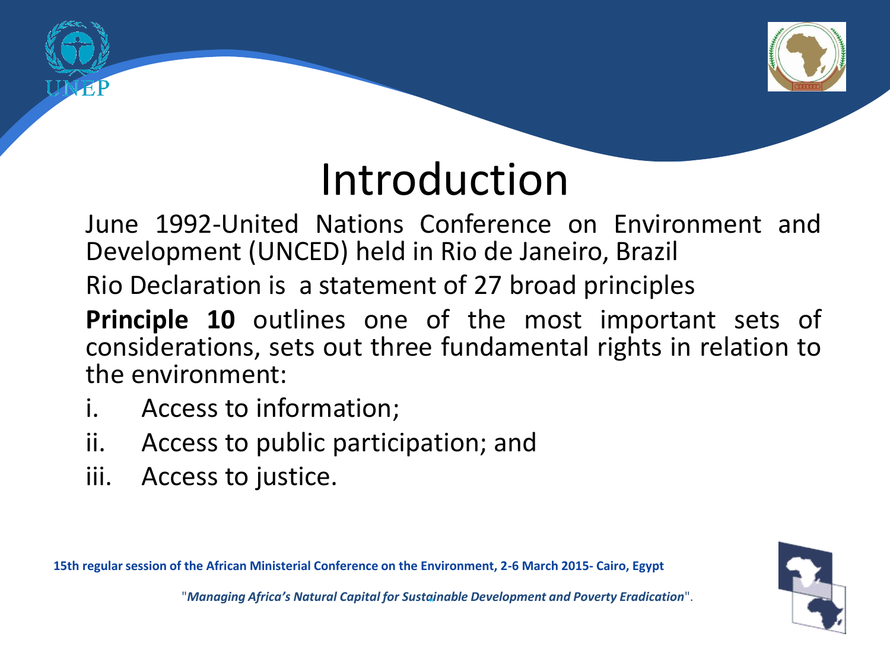# Introduction

June 1992-United Nations Conference on Environment and Development (UNCED) held in Rio de Janeiro, Brazil

Rio Declaration is a statement of 27 broad principles

**Principle 10** outlines one of the most important sets of considerations, sets out three fundamental rights in relation to the environment:

i. Access to information;
ii. Access to public participation; and
iii. Access to justice.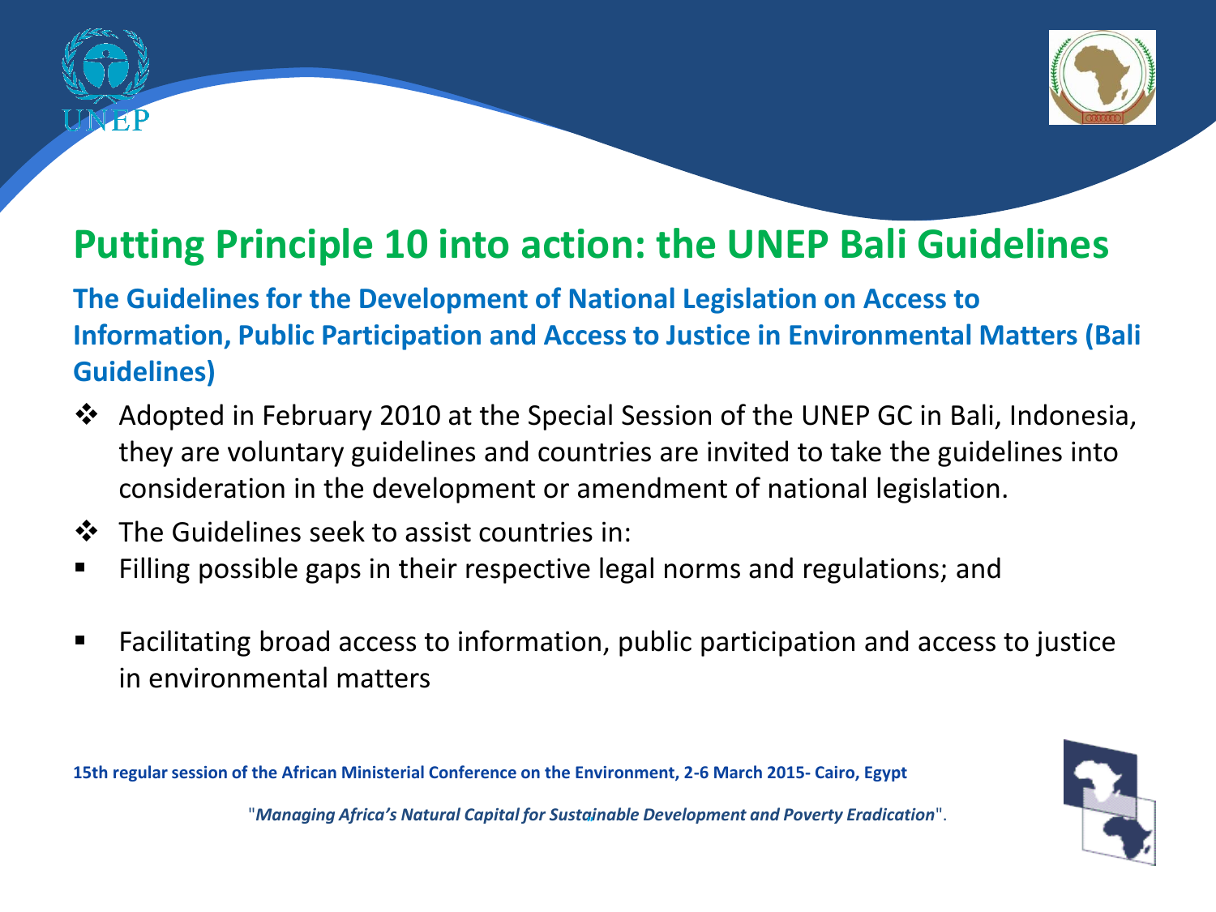# Putting Principle 10 into action: the UNEP Bali Guidelines

**The Guidelines for the Development of National Legislation on Access to Information, Public Participation and Access to Justice in Environmental Matters (Bali Guidelines)**

- Adopted in February 2010 at the Special Session of the UNEP GC in Bali, Indonesia, they are voluntary guidelines and countries are invited to take the guidelines into consideration in the development or amendment of national legislation.
- The Guidelines seek to assist countries in:
- Filling possible gaps in their respective legal norms and regulations; and
- Facilitating broad access to information, public participation and access to justice in environmental matters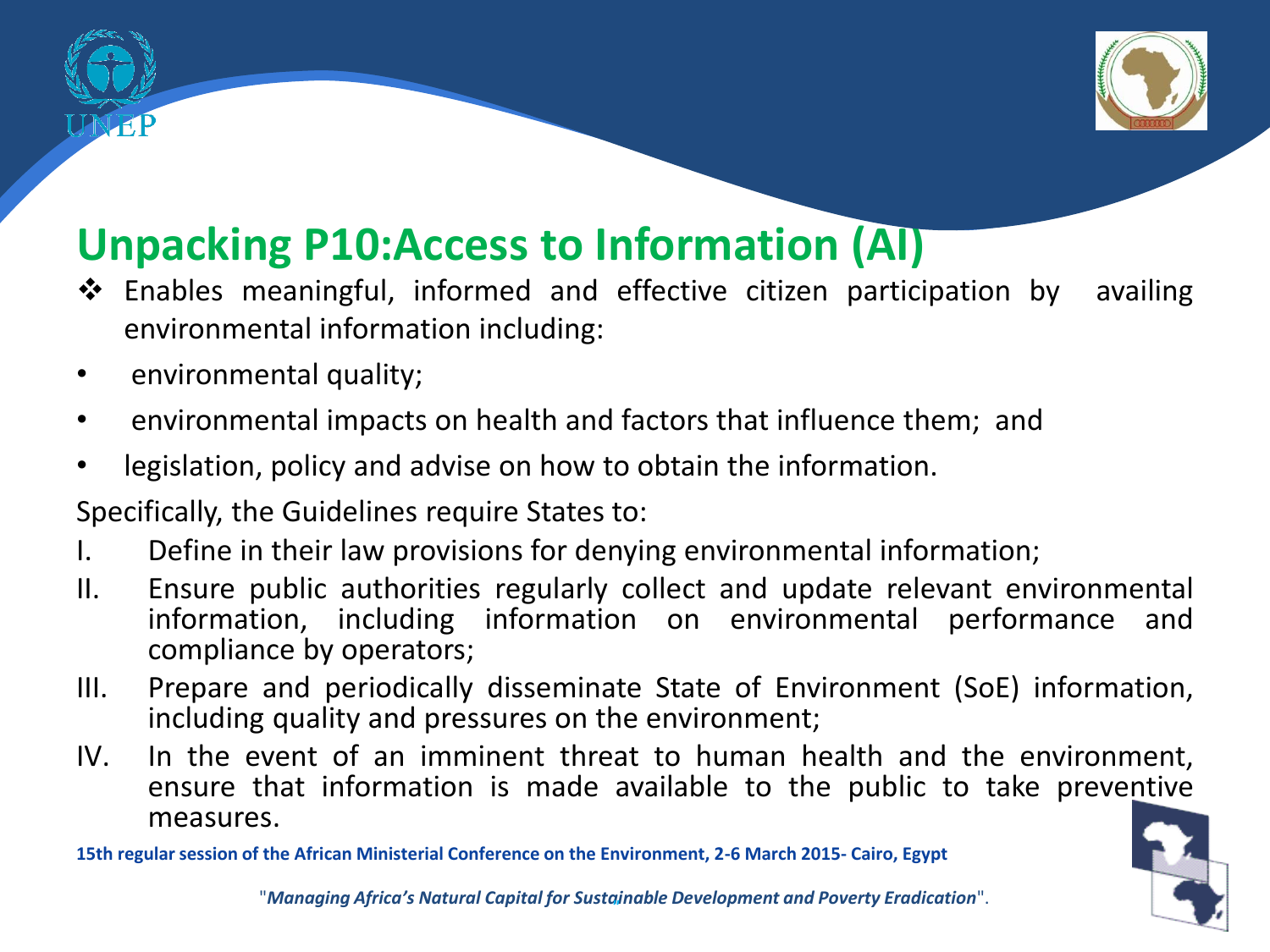## Unpacking P10:Access to Information (AI)

- Enables meaningful, informed and effective citizen participation by availing environmental information including:
  - environmental quality;
  - environmental impacts on health and factors that influence them; and
  - legislation, policy and advise on how to obtain the information.

Specifically, the Guidelines require States to:

I. Define in their law provisions for denying environmental information;
II. Ensure public authorities regularly collect and update relevant environmental information, including information on environmental performance and compliance by operators;
III. Prepare and periodically disseminate State of Environment (SoE) information, including quality and pressures on the environment;
IV. In the event of an imminent threat to human health and the environment, ensure that information is made available to the public to take preventive measures.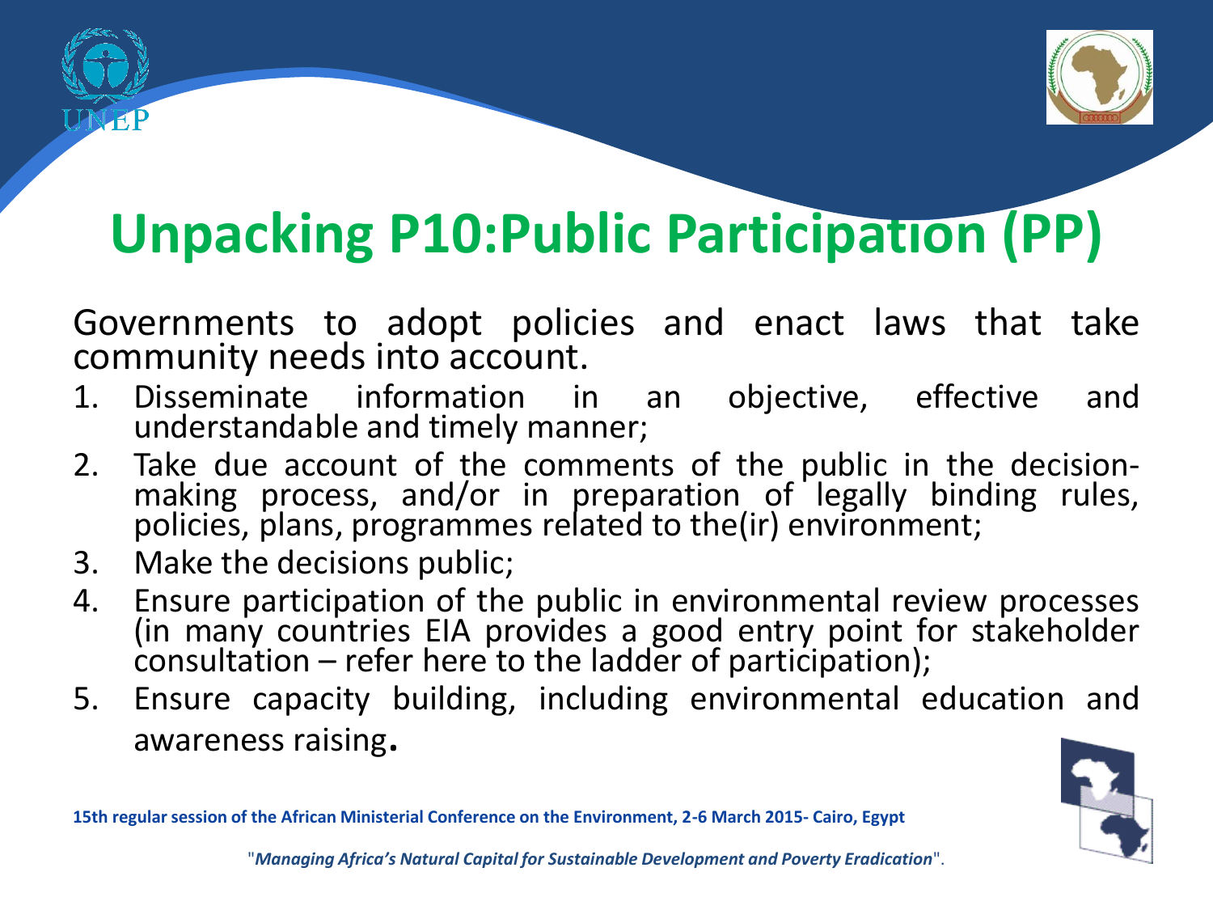# Unpacking P10:Public Participation (PP)

Governments to adopt policies and enact laws that take community needs into account.

1. Disseminate information in an objective, effective and understandable and timely manner;
2. Take due account of the comments of the public in the decision-making process, and/or in preparation of legally binding rules, policies, plans, programmes related to the(ir) environment;
3. Make the decisions public;
4. Ensure participation of the public in environmental review processes (in many countries EIA provides a good entry point for stakeholder consultation – refer here to the ladder of participation);
5. Ensure capacity building, including environmental education and awareness raising.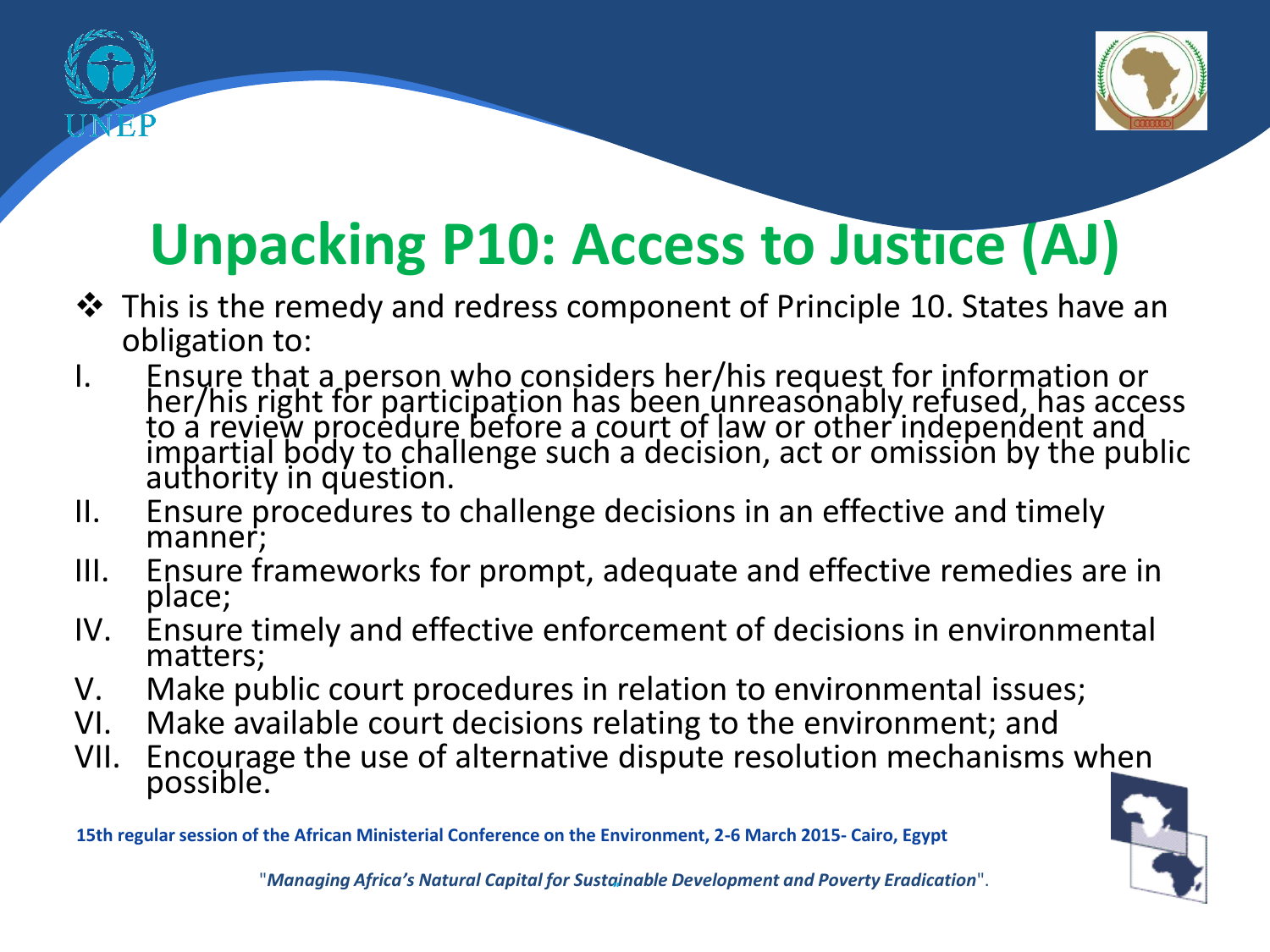# Unpacking P10: Access to Justice (AJ)

- This is the remedy and redress component of Principle 10. States have an obligation to:

I. Ensure that a person who considers her/his request for information or her/his right for participation has been unreasonably refused, has access to a review procedure before a court of law or other independent and impartial body to challenge such a decision, act or omission by the public authority in question.

II. Ensure procedures to challenge decisions in an effective and timely manner;

III. Ensure frameworks for prompt, adequate and effective remedies are in place;

IV. Ensure timely and effective enforcement of decisions in environmental matters;

V. Make public court procedures in relation to environmental issues;

VI. Make available court decisions relating to the environment; and

VII. Encourage the use of alternative dispute resolution mechanisms when possible.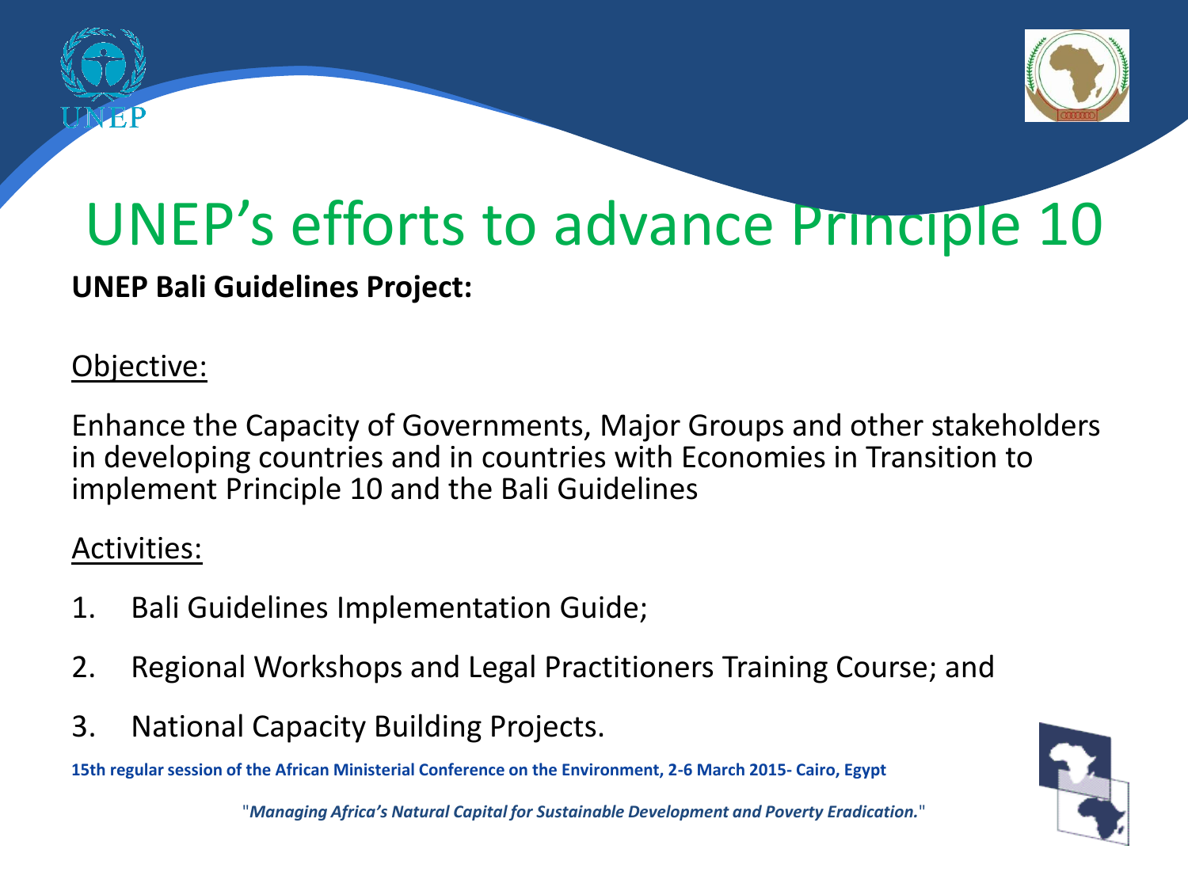# UNEP's efforts to advance Principle 10

**UNEP Bali Guidelines Project:**

Objective:

Enhance the Capacity of Governments, Major Groups and other stakeholders in developing countries and in countries with Economies in Transition to implement Principle 10 and the Bali Guidelines

Activities:

1. Bali Guidelines Implementation Guide;
2. Regional Workshops and Legal Practitioners Training Course; and
3. National Capacity Building Projects.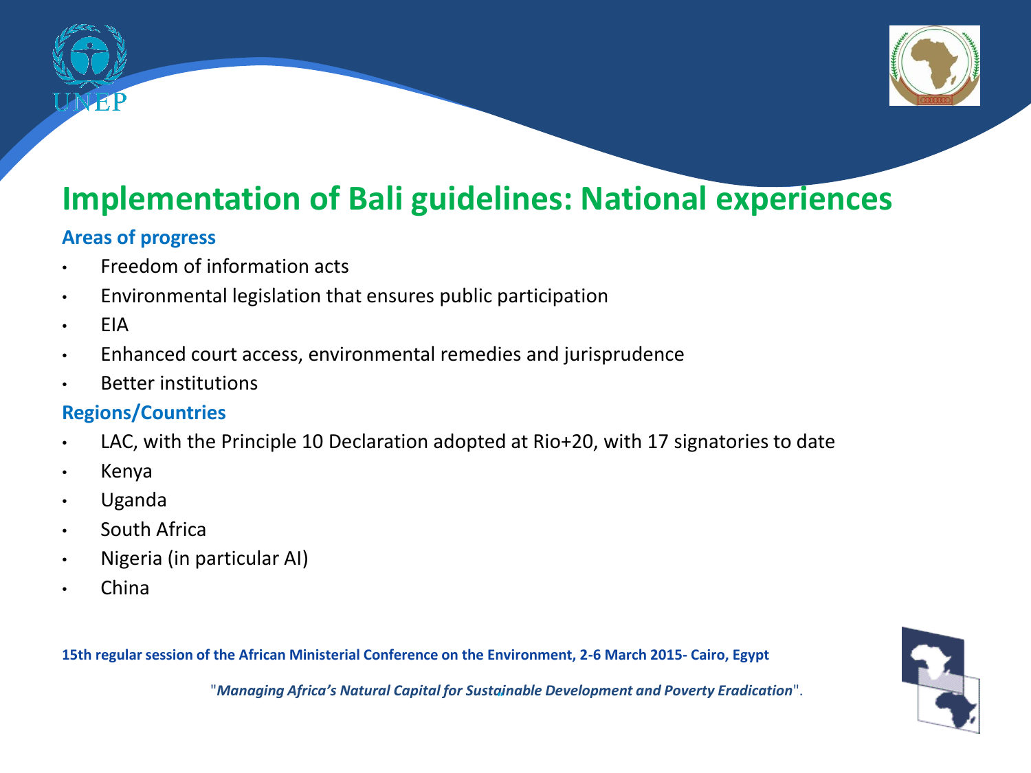# Implementation of Bali guidelines: National experiences

**Areas of progress**

- Freedom of information acts
- Environmental legislation that ensures public participation
- EIA
- Enhanced court access, environmental remedies and jurisprudence
- Better institutions

**Regions/Countries**

- LAC, with the Principle 10 Declaration adopted at Rio+20, with 17 signatories to date
- Kenya
- Uganda
- South Africa
- Nigeria (in particular AI)
- China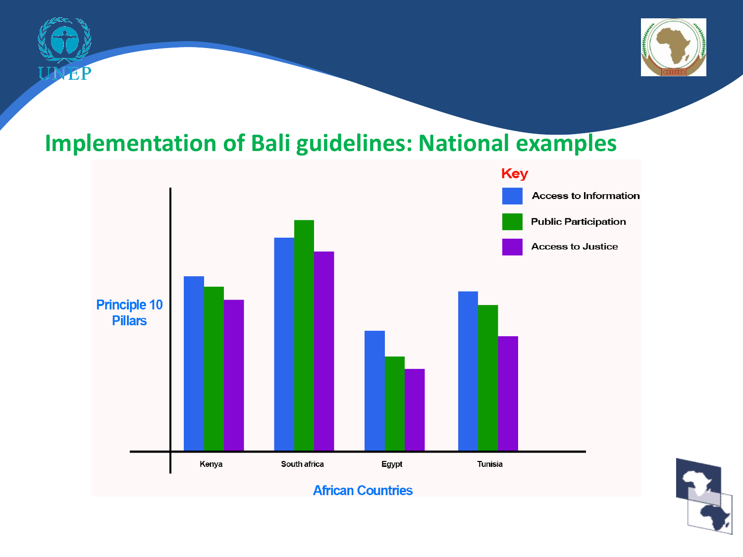# Implementation of Bali guidelines: National examples

**Key**

- Access to Information
- Public Participation
- Access to Justice

Principle 10 Pillars

Kenya | South africa | Egypt | Tunisia

African Countries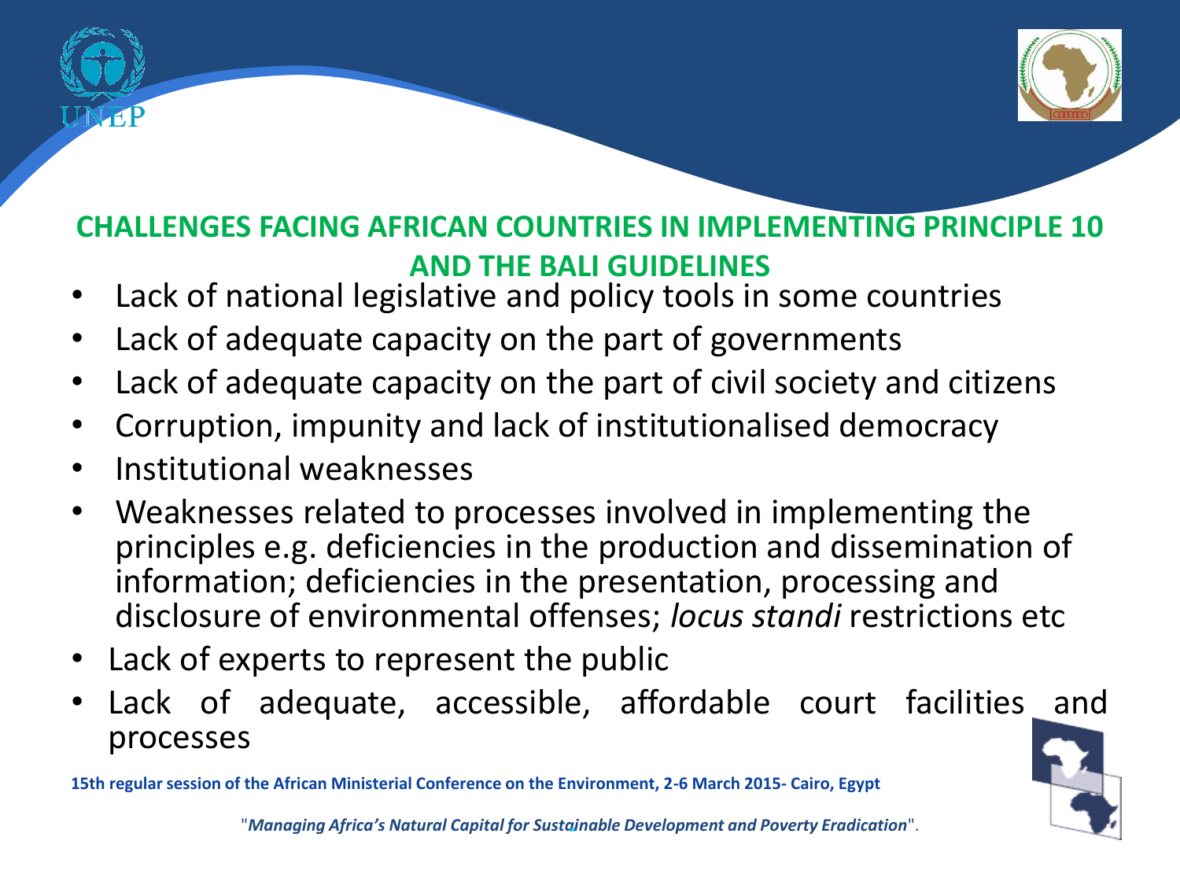## CHALLENGES FACING AFRICAN COUNTRIES IN IMPLEMENTING PRINCIPLE 10 AND THE BALI GUIDELINES

- Lack of national legislative and policy tools in some countries
- Lack of adequate capacity on the part of governments
- Lack of adequate capacity on the part of civil society and citizens
- Corruption, impunity and lack of institutionalised democracy
- Institutional weaknesses
- Weaknesses related to processes involved in implementing the principles e.g. deficiencies in the production and dissemination of information; deficiencies in the presentation, processing and disclosure of environmental offenses; *locus standi* restrictions etc
- Lack of experts to represent the public
- Lack of adequate, accessible, affordable court facilities and processes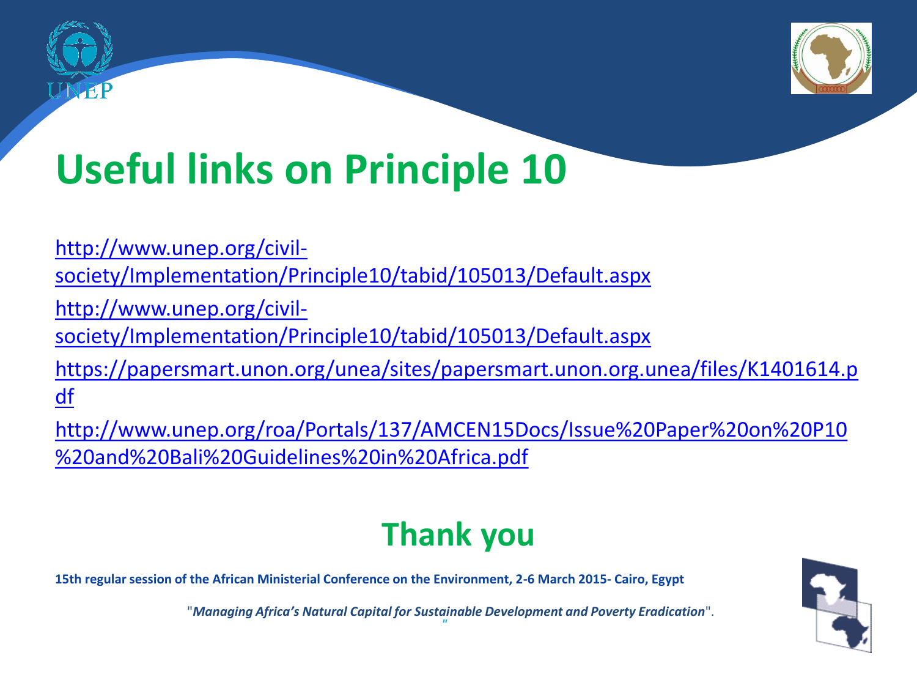# Useful links on Principle 10

http://www.unep.org/civil-society/Implementation/Principle10/tabid/105013/Default.aspx

http://www.unep.org/civil-society/Implementation/Principle10/tabid/105013/Default.aspx

https://papersmart.unon.org/unea/sites/papersmart.unon.org.unea/files/K1401614.pdf

http://www.unep.org/roa/Portals/137/AMCEN15Docs/Issue%20Paper%20on%20P10%20and%20Bali%20Guidelines%20in%20Africa.pdf

## Thank you

**15th regular session of the African Ministerial Conference on the Environment, 2-6 March 2015- Cairo, Egypt**

"***Managing Africa's Natural Capital for Sustainable Development and Poverty Eradication***".